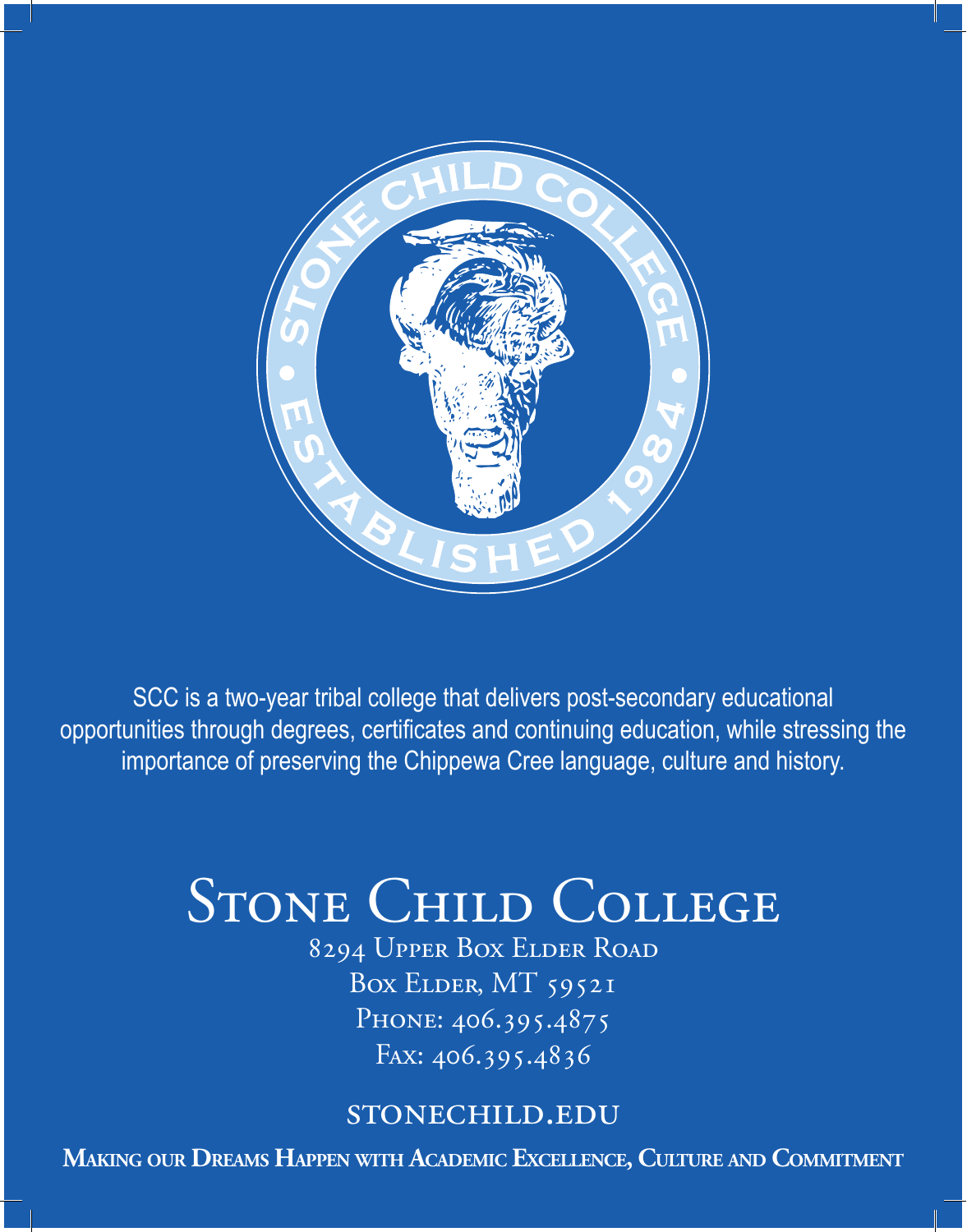STONE CHILD COLLEGE • ESTABLISHED 1984 •

SCC is a two-year tribal college that delivers post-secondary educational opportunities through degrees, certificates and continuing education, while stressing the importance of preserving the Chippewa Cree language, culture and history.

# Stone Child College

8294 Upper Box Elder Road
Box Elder, MT 59521
Phone: 406.395.4875
Fax: 406.395.4836

STONECHILD.EDU

**Making our Dreams Happen with Academic Excellence, Culture and Commitment**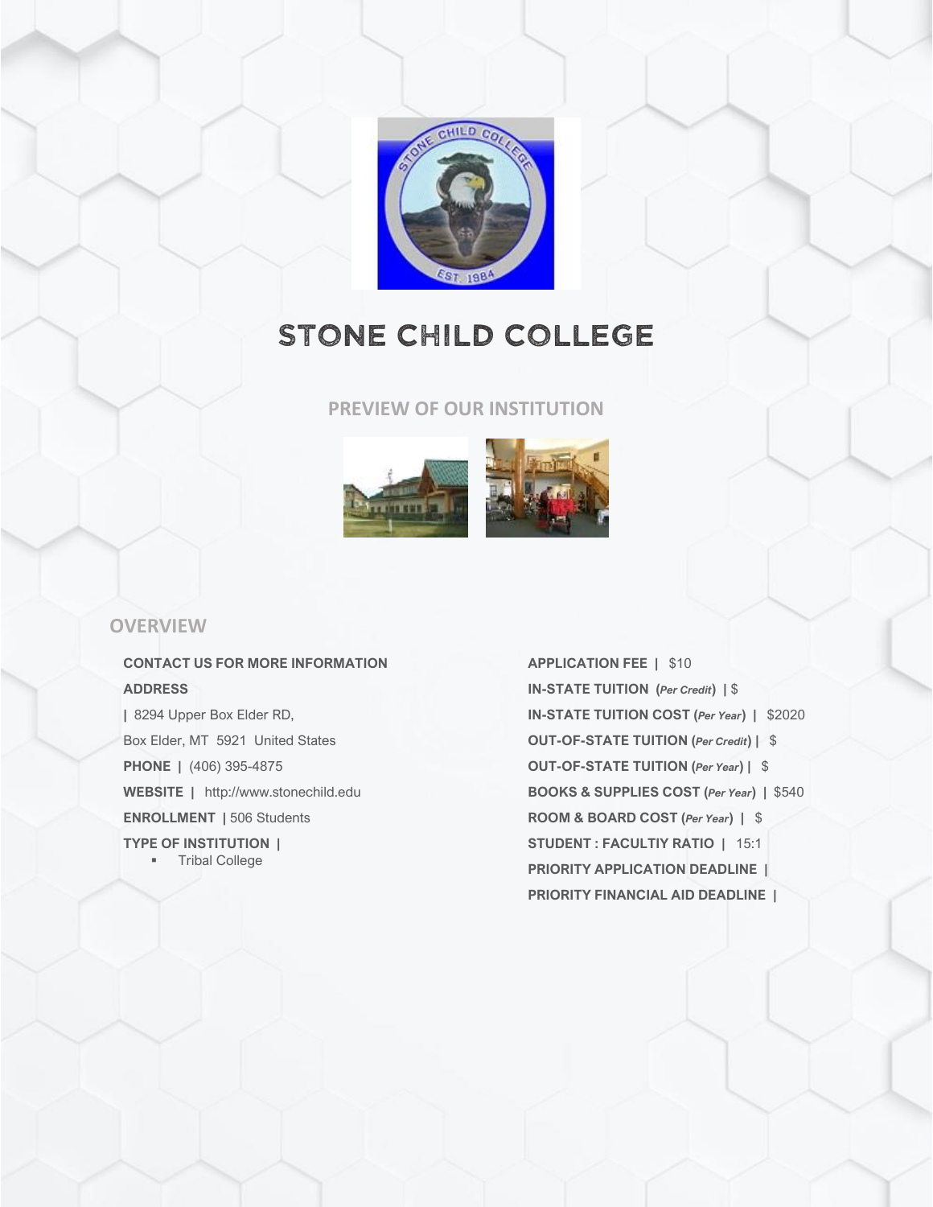# STONE CHILD COLLEGE

## PREVIEW OF OUR INSTITUTION

## OVERVIEW

**CONTACT US FOR MORE INFORMATION**

**ADDRESS**

**|** 8294 Upper Box Elder RD,

Box Elder, MT 5921 United States

**PHONE |** (406) 395-4875

**WEBSITE |** http://www.stonechild.edu

**ENROLLMENT |** 506 Students

**TYPE OF INSTITUTION |**

- Tribal College

**APPLICATION FEE |** $10

**IN-STATE TUITION (*Per Credit*) |** $

**IN-STATE TUITION COST (*Per Year*) |** $2020

**OUT-OF-STATE TUITION (*Per Credit*) |** $

**OUT-OF-STATE TUITION (*Per Year*) |** $

**BOOKS & SUPPLIES COST (*Per Year*) |** $540

**ROOM & BOARD COST (*Per Year*) |** $

**STUDENT : FACULTIY RATIO |** 15:1

**PRIORITY APPLICATION DEADLINE |**

**PRIORITY FINANCIAL AID DEADLINE |**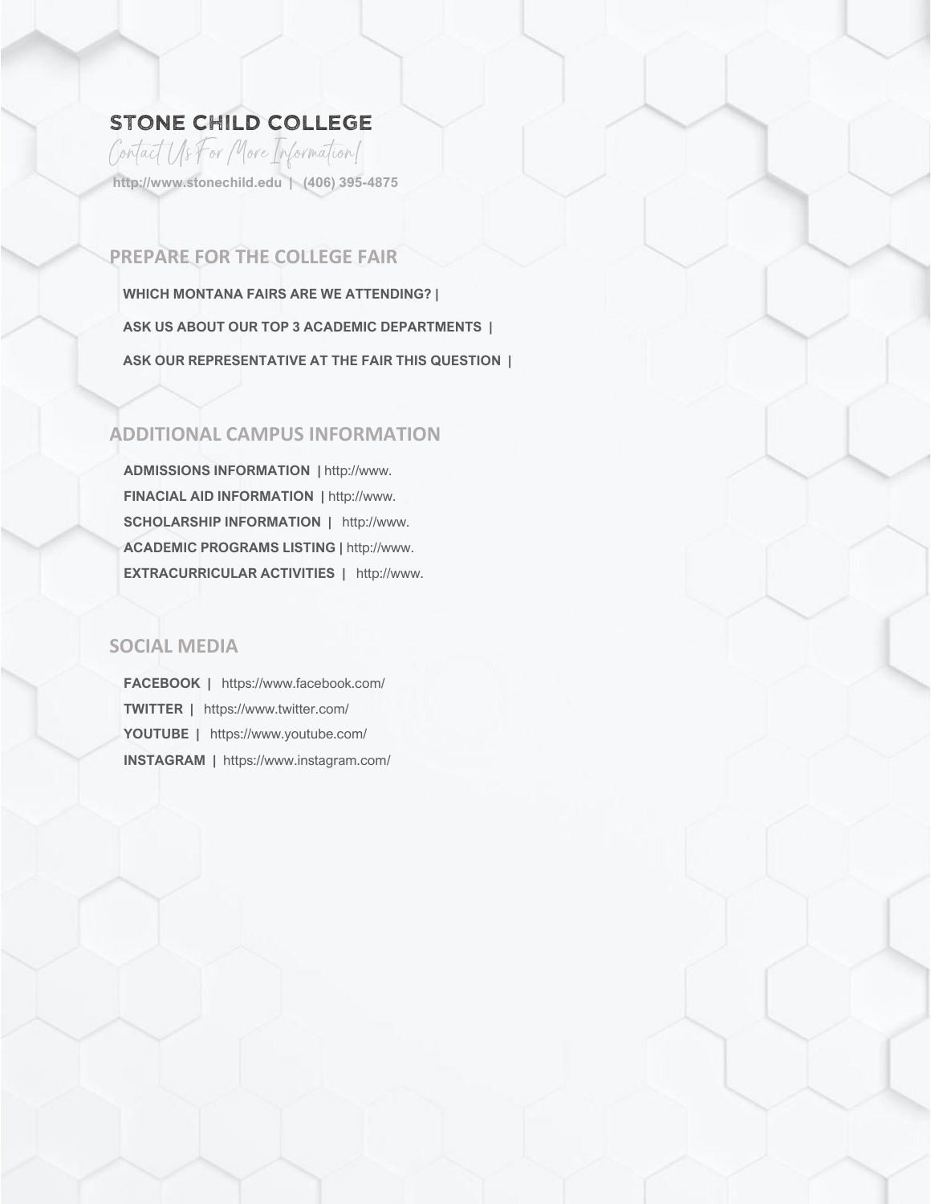# STONE CHILD COLLEGE

*Contact Us For More Information!*

**http://www.stonechild.edu | (406) 395-4875**

## PREPARE FOR THE COLLEGE FAIR

**WHICH MONTANA FAIRS ARE WE ATTENDING? |**

**ASK US ABOUT OUR TOP 3 ACADEMIC DEPARTMENTS |**

**ASK OUR REPRESENTATIVE AT THE FAIR THIS QUESTION |**

## ADDITIONAL CAMPUS INFORMATION

**ADMISSIONS INFORMATION |** http://www.

**FINACIAL AID INFORMATION |** http://www.

**SCHOLARSHIP INFORMATION |** http://www.

**ACADEMIC PROGRAMS LISTING |** http://www.

**EXTRACURRICULAR ACTIVITIES |** http://www.

## SOCIAL MEDIA

**FACEBOOK |** https://www.facebook.com/

**TWITTER |** https://www.twitter.com/

**YOUTUBE |** https://www.youtube.com/

**INSTAGRAM |** https://www.instagram.com/